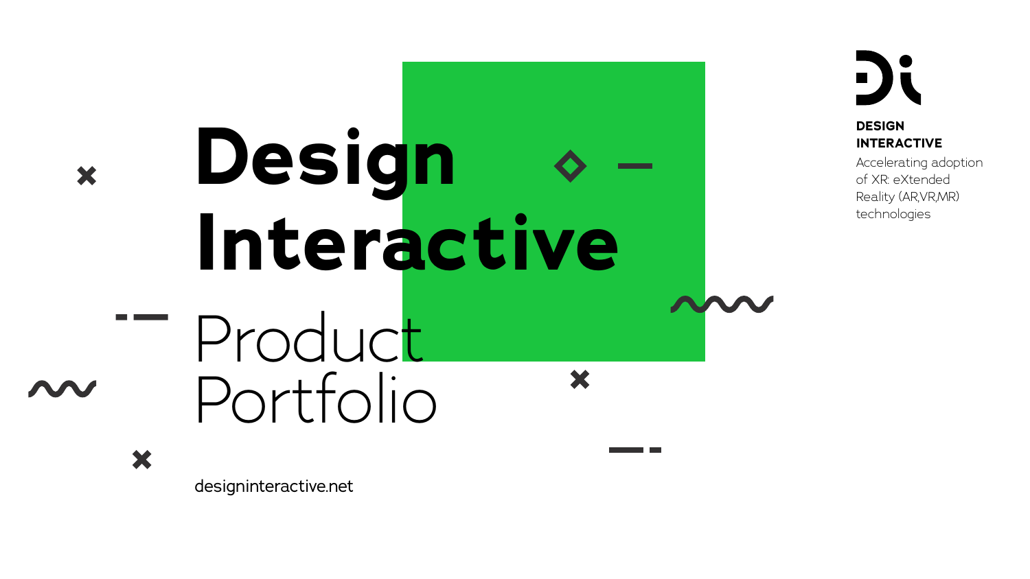# Design Interactive

## Product Portfolio

designinteractive.net

**DESIGN INTERACTIVE**

Accelerating adoption of XR: eXtended Reality (AR,VR,MR) technologies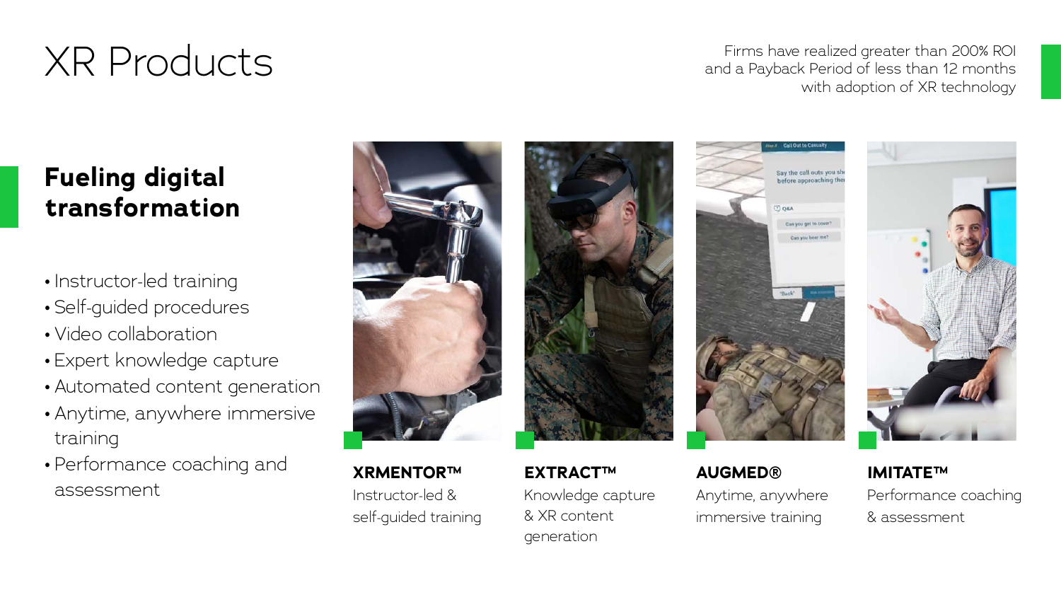# XR Products

Firms have realized greater than 200% ROI and a Payback Period of less than 12 months with adoption of XR technology

## Fueling digital transformation

- Instructor-led training
- Self-guided procedures
- Video collaboration
- Expert knowledge capture
- Automated content generation
- Anytime, anywhere immersive training
- Performance coaching and assessment

**XRMENTOR™**
Instructor-led & self-guided training

**EXTRACT™**
Knowledge capture & XR content generation

**AUGMED®**
Anytime, anywhere immersive training

**IMITATE™**
Performance coaching & assessment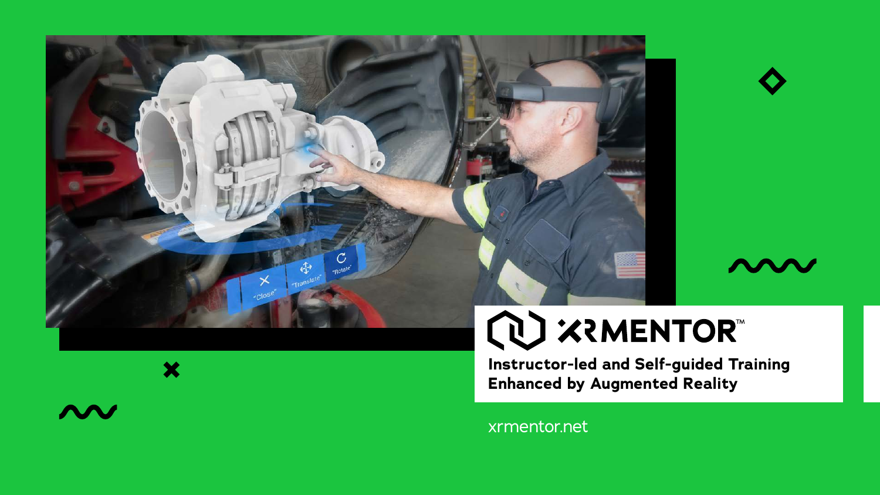# XRMENTOR™

**Instructor-led and Self-guided Training Enhanced by Augmented Reality**

xrmentor.net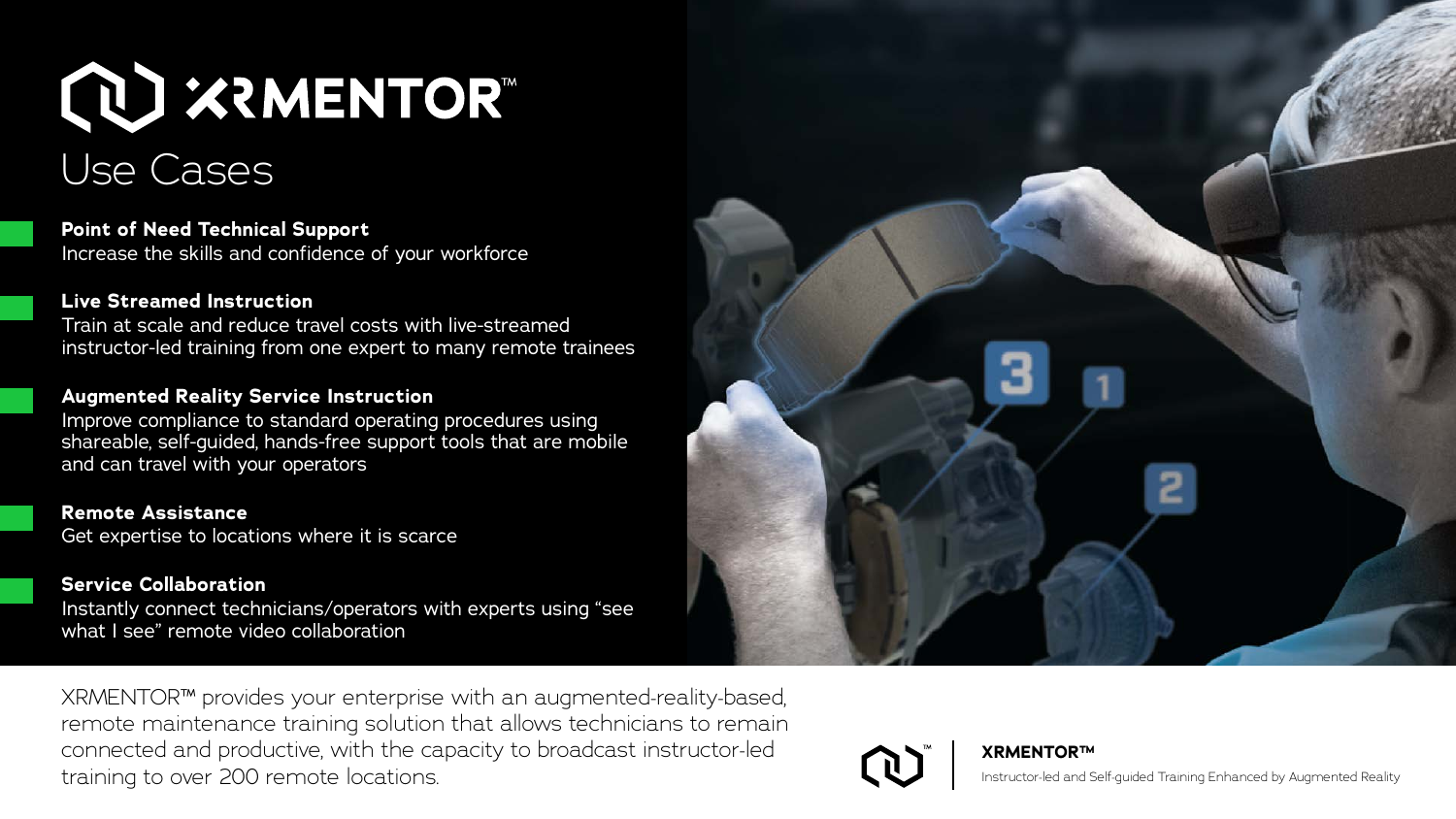# XRMENTOR™

## Use Cases

**Point of Need Technical Support**
Increase the skills and confidence of your workforce

**Live Streamed Instruction**
Train at scale and reduce travel costs with live-streamed instructor-led training from one expert to many remote trainees

**Augmented Reality Service Instruction**
Improve compliance to standard operating procedures using shareable, self-guided, hands-free support tools that are mobile and can travel with your operators

**Remote Assistance**
Get expertise to locations where it is scarce

**Service Collaboration**
Instantly connect technicians/operators with experts using "see what I see" remote video collaboration

XRMENTOR™ provides your enterprise with an augmented-reality-based, remote maintenance training solution that allows technicians to remain connected and productive, with the capacity to broadcast instructor-led training to over 200 remote locations.

**XRMENTOR™**
Instructor-led and Self-guided Training Enhanced by Augmented Reality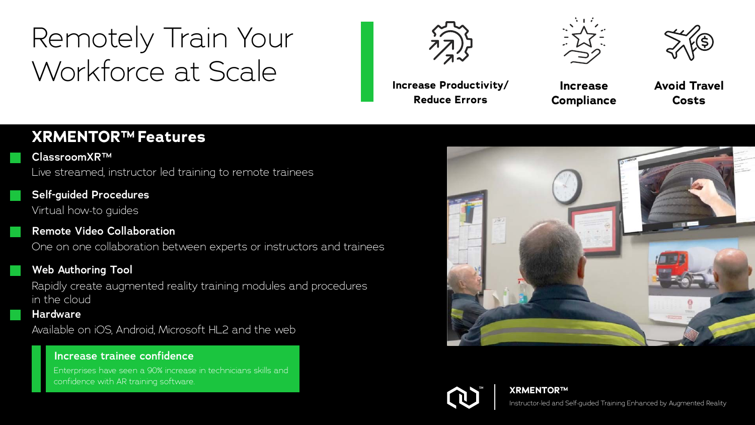# Remotely Train Your Workforce at Scale

**Increase Productivity/ Reduce Errors**

**Increase Compliance**

**Avoid Travel Costs**

## XRMENTOR™ Features

- **ClassroomXR™**
  Live streamed, instructor led training to remote trainees
- **Self-guided Procedures**
  Virtual how-to guides
- **Remote Video Collaboration**
  One on one collaboration between experts or instructors and trainees
- **Web Authoring Tool**
  Rapidly create augmented reality training modules and procedures in the cloud
- **Hardware**
  Available on iOS, Android, Microsoft HL2 and the web

**Increase trainee confidence**

Enterprises have seen a 90% increase in technicians skills and confidence with AR training software.

**XRMENTOR™**

Instructor-led and Self-guided Training Enhanced by Augmented Reality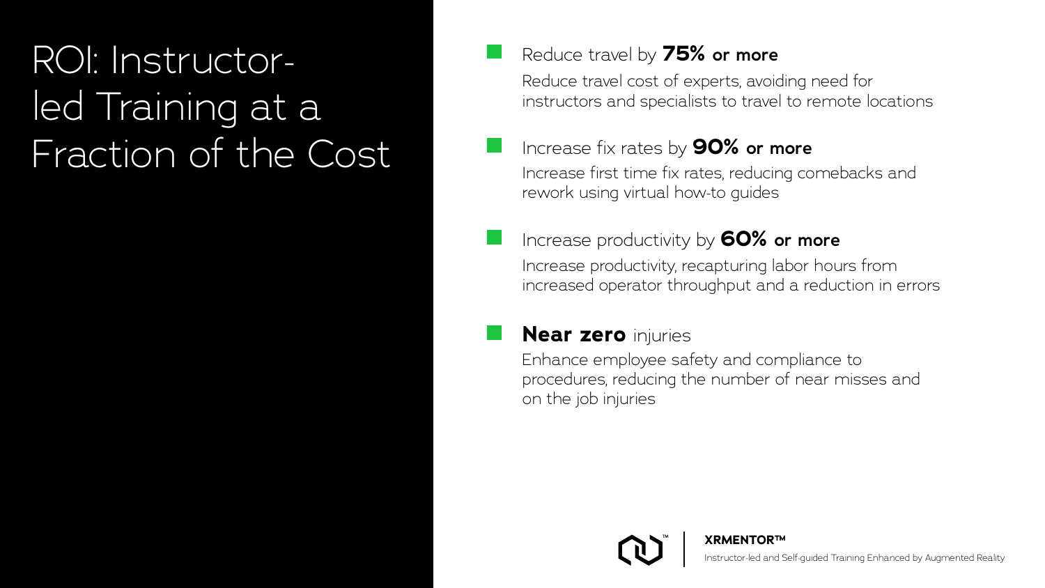# ROI: Instructor-led Training at a Fraction of the Cost

- Reduce travel by **75% or more**

  Reduce travel cost of experts, avoiding need for instructors and specialists to travel to remote locations

- Increase fix rates by **90% or more**

  Increase first time fix rates, reducing comebacks and rework using virtual how-to guides

- Increase productivity by **60% or more**

  Increase productivity, recapturing labor hours from increased operator throughput and a reduction in errors

- **Near zero** injuries

  Enhance employee safety and compliance to procedures, reducing the number of near misses and on the job injuries

**XRMENTOR™**

Instructor-led and Self-guided Training Enhanced by Augmented Reality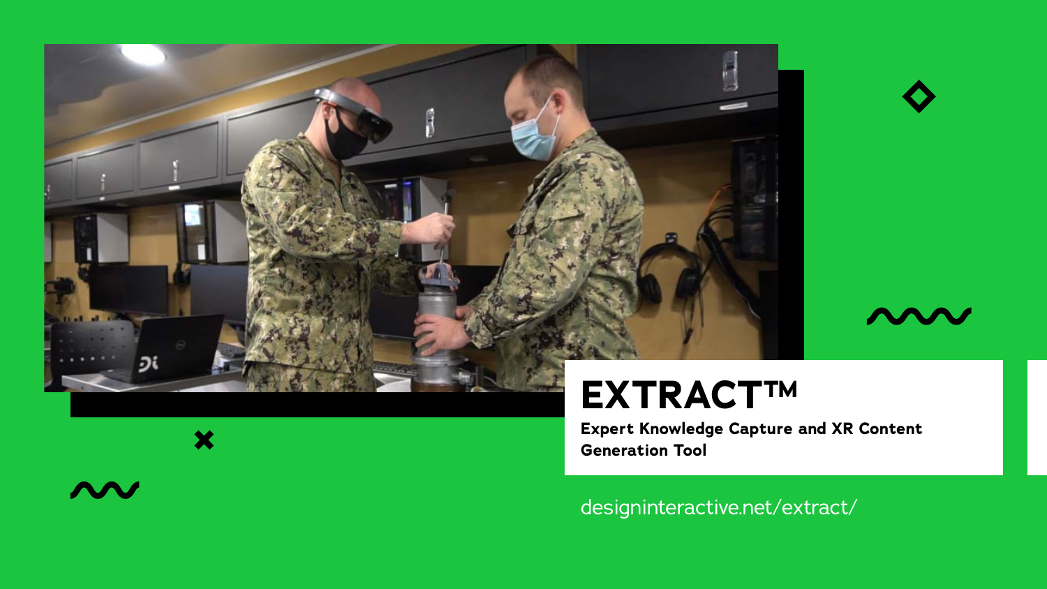# EXTRACT™

**Expert Knowledge Capture and XR Content Generation Tool**

designinteractive.net/extract/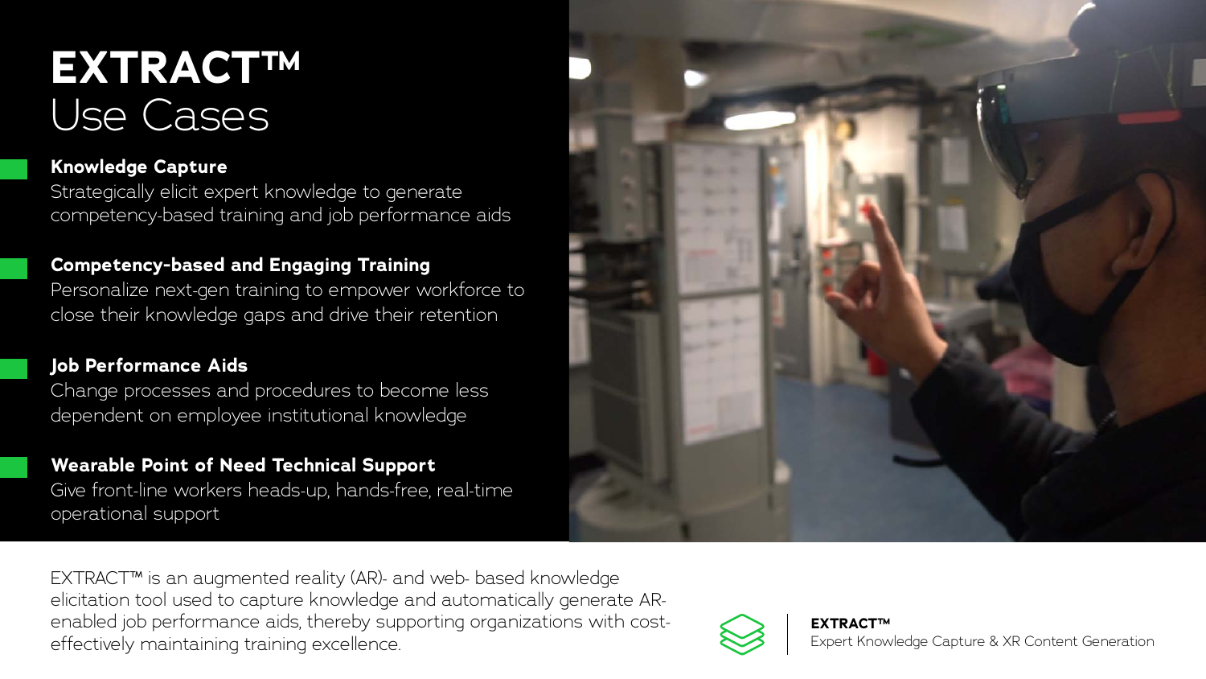# EXTRACT™ Use Cases

**Knowledge Capture**
Strategically elicit expert knowledge to generate competency-based training and job performance aids

**Competency-based and Engaging Training**
Personalize next-gen training to empower workforce to close their knowledge gaps and drive their retention

**Job Performance Aids**
Change processes and procedures to become less dependent on employee institutional knowledge

**Wearable Point of Need Technical Support**
Give front-line workers heads-up, hands-free, real-time operational support

EXTRACT™ is an augmented reality (AR)- and web- based knowledge elicitation tool used to capture knowledge and automatically generate AR-enabled job performance aids, thereby supporting organizations with cost-effectively maintaining training excellence.

**EXTRACT™**
Expert Knowledge Capture & XR Content Generation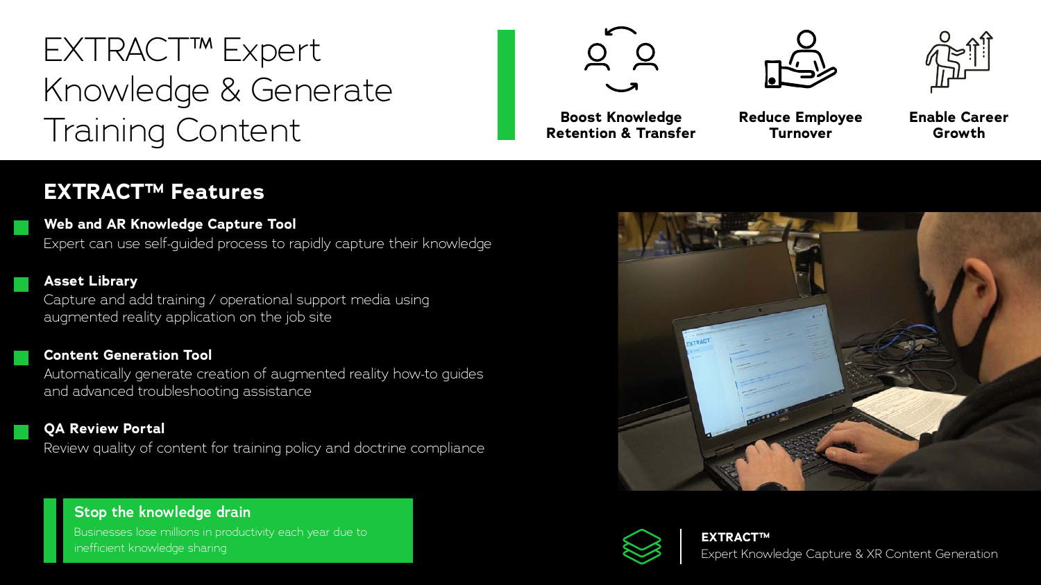# EXTRACT™ Expert Knowledge & Generate Training Content

**Boost Knowledge Retention & Transfer**

**Reduce Employee Turnover**

**Enable Career Growth**

## EXTRACT™ Features

**Web and AR Knowledge Capture Tool**
Expert can use self-guided process to rapidly capture their knowledge

**Asset Library**
Capture and add training / operational support media using augmented reality application on the job site

**Content Generation Tool**
Automatically generate creation of augmented reality how-to guides and advanced troubleshooting assistance

**QA Review Portal**
Review quality of content for training policy and doctrine compliance

**Stop the knowledge drain**
Businesses lose millions in productivity each year due to inefficient knowledge sharing

**EXTRACT™**
Expert Knowledge Capture & XR Content Generation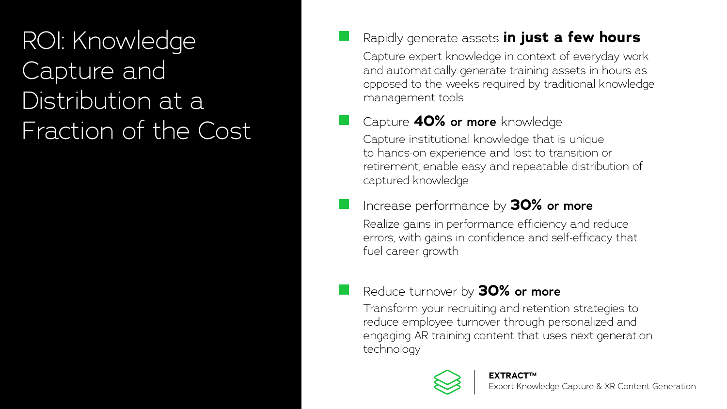# ROI: Knowledge Capture and Distribution at a Fraction of the Cost

- Rapidly generate assets **in just a few hours**

  Capture expert knowledge in context of everyday work and automatically generate training assets in hours as opposed to the weeks required by traditional knowledge management tools

- Capture **40% or more** knowledge

  Capture institutional knowledge that is unique to hands-on experience and lost to transition or retirement; enable easy and repeatable distribution of captured knowledge

- Increase performance by **30% or more**

  Realize gains in performance efficiency and reduce errors, with gains in confidence and self-efficacy that fuel career growth

- Reduce turnover by **30% or more**

  Transform your recruiting and retention strategies to reduce employee turnover through personalized and engaging AR training content that uses next generation technology

**EXTRACT™**
Expert Knowledge Capture & XR Content Generation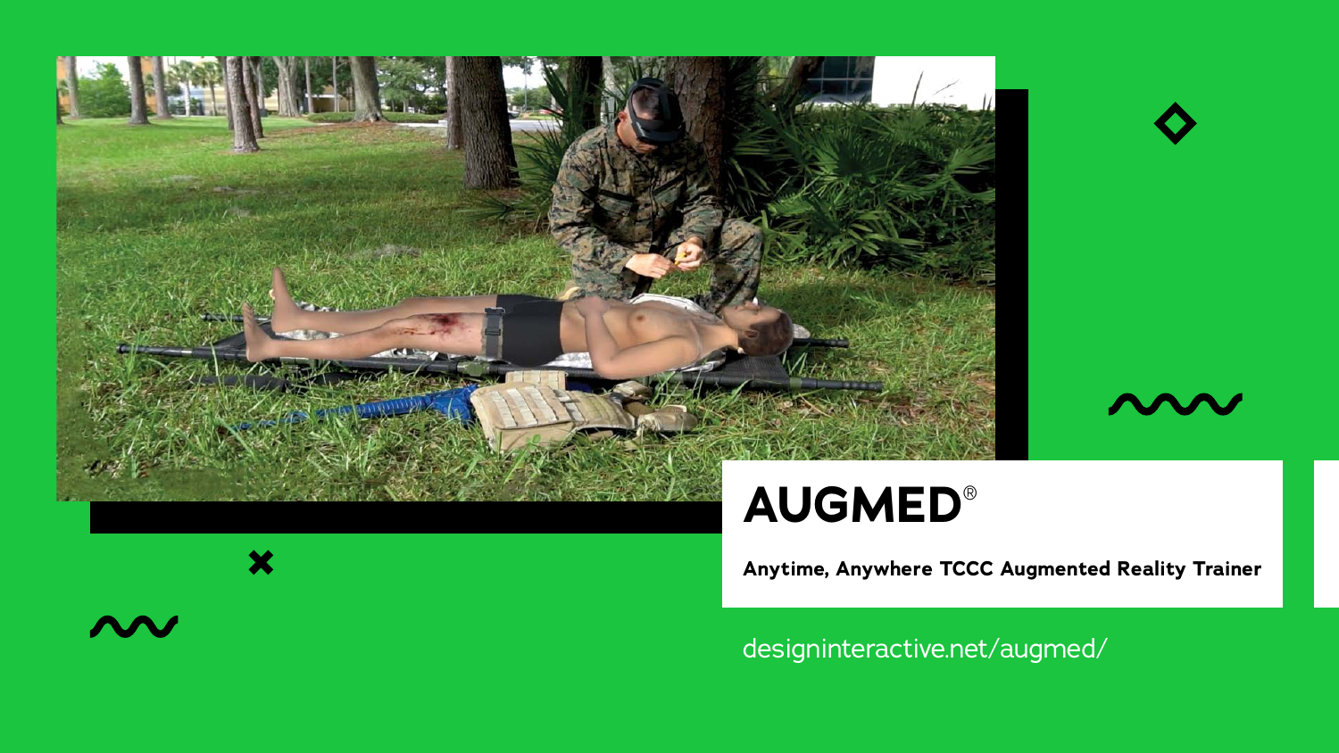# AUGMED®

**Anytime, Anywhere TCCC Augmented Reality Trainer**

designinteractive.net/augmed/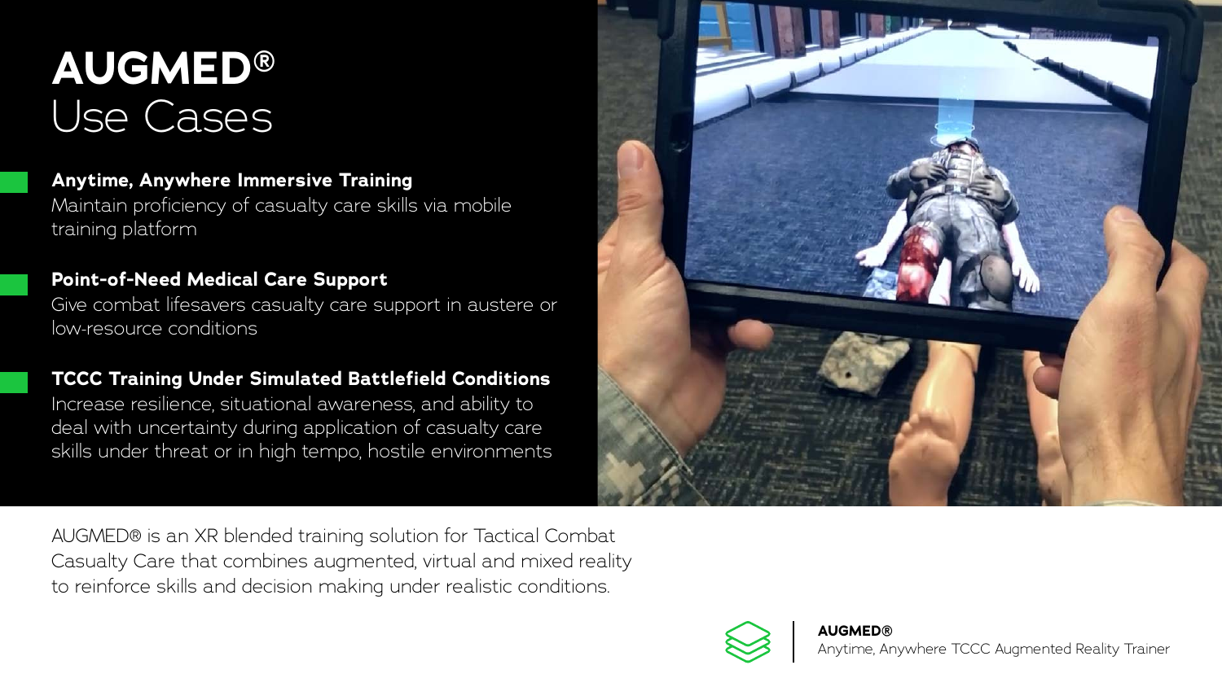# AUGMED®
## Use Cases

**Anytime, Anywhere Immersive Training**
Maintain proficiency of casualty care skills via mobile training platform

**Point-of-Need Medical Care Support**
Give combat lifesavers casualty care support in austere or low-resource conditions

**TCCC Training Under Simulated Battlefield Conditions**
Increase resilience, situational awareness, and ability to deal with uncertainty during application of casualty care skills under threat or in high tempo, hostile environments

AUGMED® is an XR blended training solution for Tactical Combat Casualty Care that combines augmented, virtual and mixed reality to reinforce skills and decision making under realistic conditions.

**AUGMED®**
Anytime, Anywhere TCCC Augmented Reality Trainer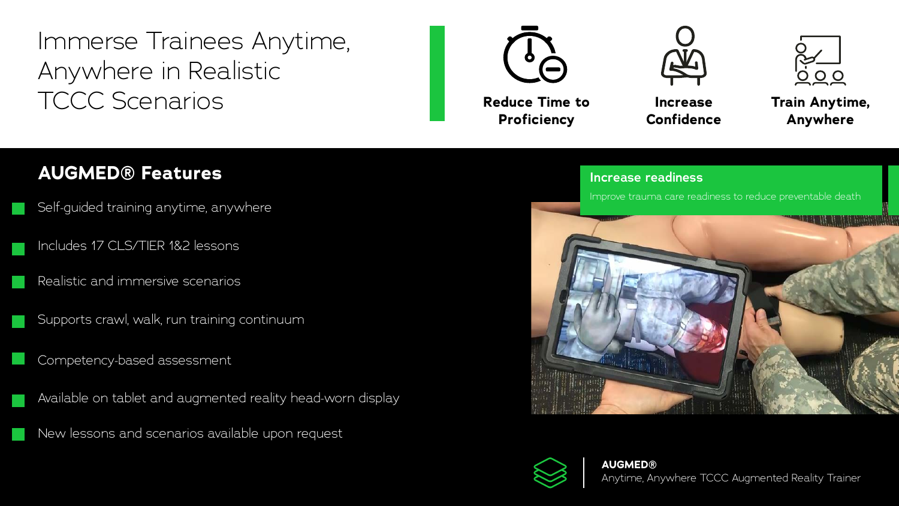# Immerse Trainees Anytime, Anywhere in Realistic TCCC Scenarios

**Reduce Time to Proficiency**

**Increase Confidence**

**Train Anytime, Anywhere**

## AUGMED® Features

- Self-guided training anytime, anywhere
- Includes 17 CLS/TIER 1&2 lessons
- Realistic and immersive scenarios
- Supports crawl, walk, run training continuum
- Competency-based assessment
- Available on tablet and augmented reality head-worn display
- New lessons and scenarios available upon request

**Increase readiness**

Improve trauma care readiness to reduce preventable death

**AUGMED®**

Anytime, Anywhere TCCC Augmented Reality Trainer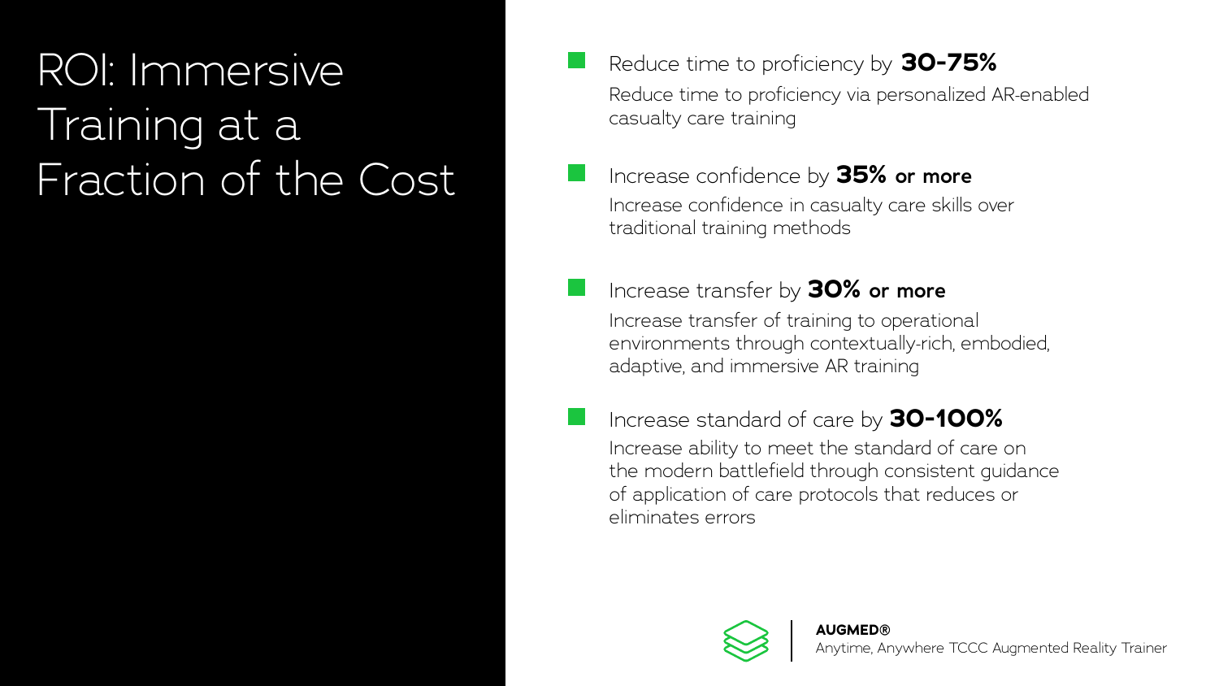# ROI: Immersive Training at a Fraction of the Cost

- Reduce time to proficiency by **30-75%**
  Reduce time to proficiency via personalized AR-enabled casualty care training

- Increase confidence by **35% or more**
  Increase confidence in casualty care skills over traditional training methods

- Increase transfer by **30% or more**
  Increase transfer of training to operational environments through contextually-rich, embodied, adaptive, and immersive AR training

- Increase standard of care by **30-100%**
  Increase ability to meet the standard of care on the modern battlefield through consistent guidance of application of care protocols that reduces or eliminates errors

**AUGMED®**
Anytime, Anywhere TCCC Augmented Reality Trainer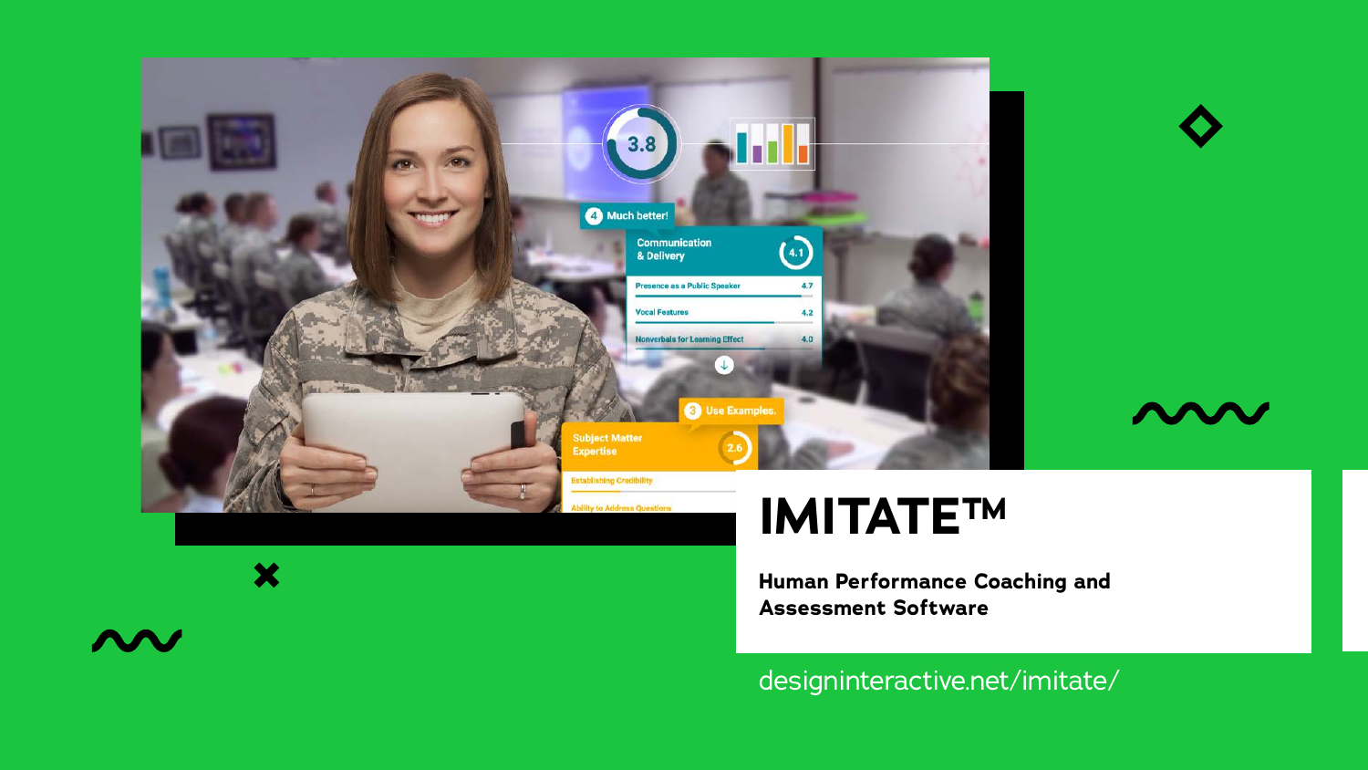# IMITATE™

**Human Performance Coaching and Assessment Software**

designinteractive.net/imitate/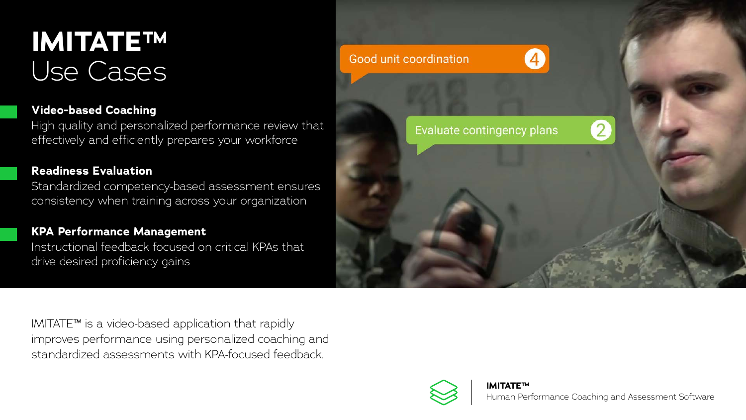# IMITATE™ Use Cases

**Video-based Coaching**
High quality and personalized performance review that effectively and efficiently prepares your workforce

**Readiness Evaluation**
Standardized competency-based assessment ensures consistency when training across your organization

**KPA Performance Management**
Instructional feedback focused on critical KPAs that drive desired proficiency gains

IMITATE™ is a video-based application that rapidly improves performance using personalized coaching and standardized assessments with KPA-focused feedback.

**IMITATE™**
Human Performance Coaching and Assessment Software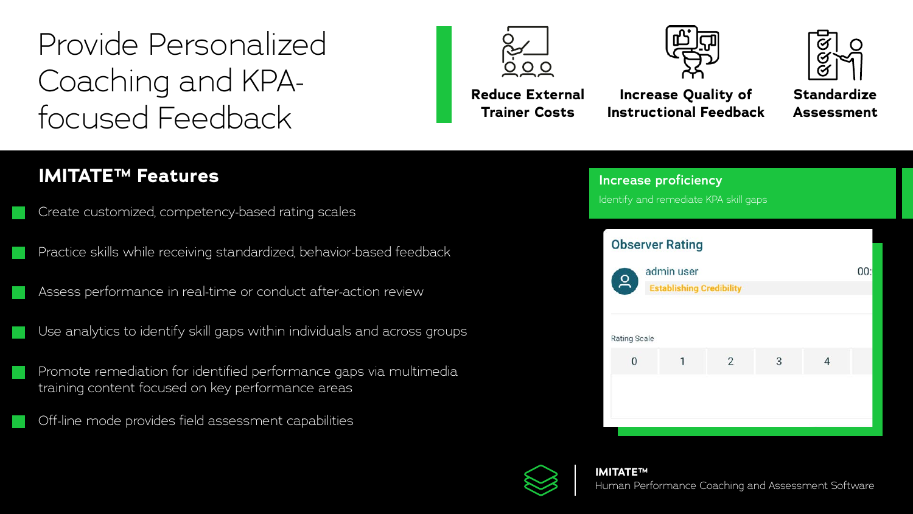# Provide Personalized Coaching and KPA-focused Feedback

**Reduce External Trainer Costs**

**Increase Quality of Instructional Feedback**

**Standardize Assessment**

## IMITATE™ Features

- Create customized, competency-based rating scales
- Practice skills while receiving standardized, behavior-based feedback
- Assess performance in real-time or conduct after-action review
- Use analytics to identify skill gaps within individuals and across groups
- Promote remediation for identified performance gaps via multimedia training content focused on key performance areas
- Off-line mode provides field assessment capabilities

**Increase proficiency**

Identify and remediate KPA skill gaps

Observer Rating

admin user

Establishing Credibility

00:

Rating Scale

0 1 2 3 4

**IMITATE™**

Human Performance Coaching and Assessment Software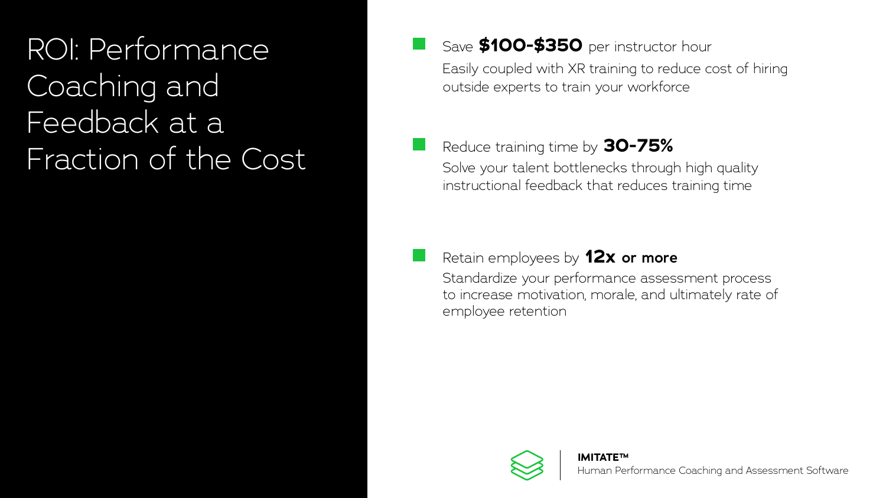# ROI: Performance Coaching and Feedback at a Fraction of the Cost

- Save **$100-$350** per instructor hour
  Easily coupled with XR training to reduce cost of hiring outside experts to train your workforce

- Reduce training time by **30-75%**
  Solve your talent bottlenecks through high quality instructional feedback that reduces training time

- Retain employees by **12x or more**
  Standardize your performance assessment process to increase motivation, morale, and ultimately rate of employee retention

**IMITATE™**
Human Performance Coaching and Assessment Software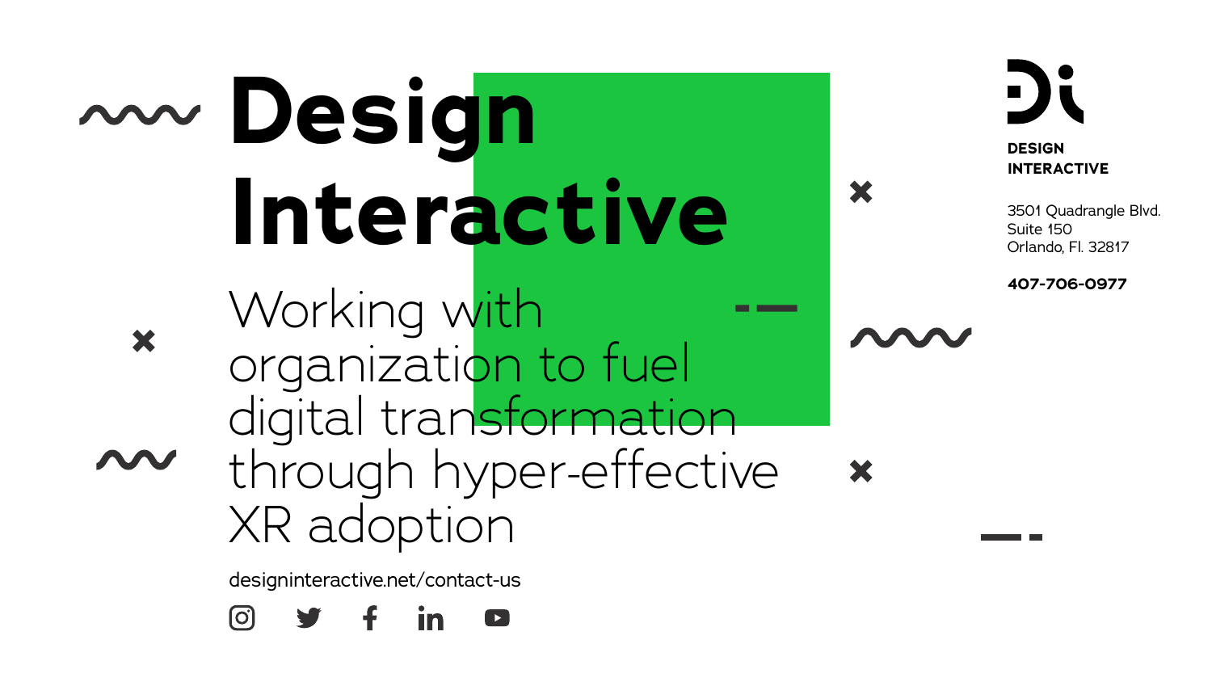# Design Interactive

Working with organization to fuel digital transformation through hyper-effective XR adoption

designinteractive.net/contact-us

**DESIGN INTERACTIVE**

3501 Quadrangle Blvd.
Suite 150
Orlando, Fl. 32817

**407-706-0977**